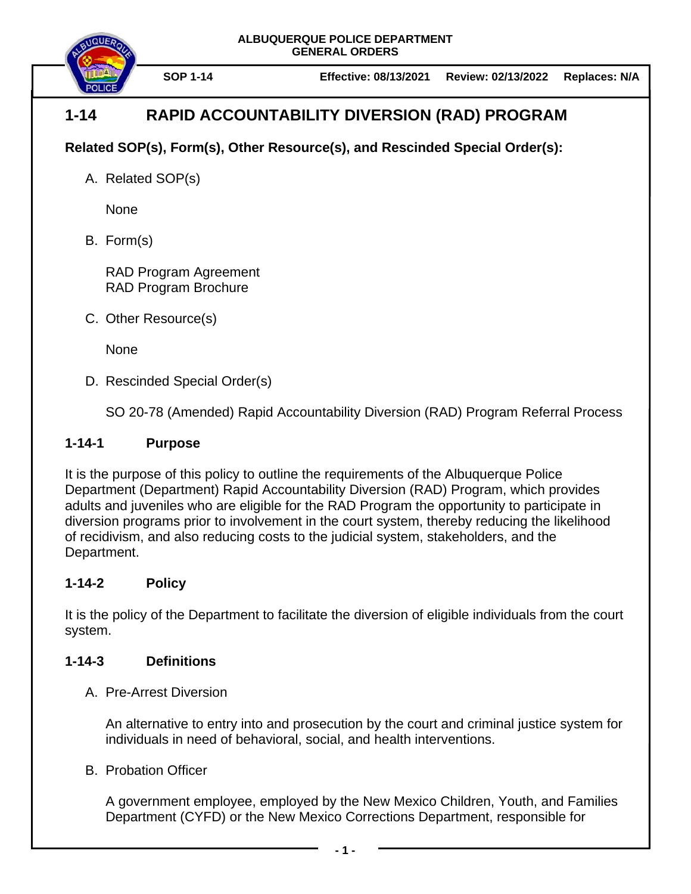ALBUQUERQUE POLICE DEPARTMENT
GENERAL ORDERS

**SOP 1-14** | **Effective: 08/13/2021** | **Review: 02/13/2022** | **Replaces: N/A**

# 1-14 RAPID ACCOUNTABILITY DIVERSION (RAD) PROGRAM

**Related SOP(s), Form(s), Other Resource(s), and Rescinded Special Order(s):**

A. Related SOP(s)

None

B. Form(s)

RAD Program Agreement
RAD Program Brochure

C. Other Resource(s)

None

D. Rescinded Special Order(s)

SO 20-78 (Amended) Rapid Accountability Diversion (RAD) Program Referral Process

## 1-14-1 Purpose

It is the purpose of this policy to outline the requirements of the Albuquerque Police Department (Department) Rapid Accountability Diversion (RAD) Program, which provides adults and juveniles who are eligible for the RAD Program the opportunity to participate in diversion programs prior to involvement in the court system, thereby reducing the likelihood of recidivism, and also reducing costs to the judicial system, stakeholders, and the Department.

## 1-14-2 Policy

It is the policy of the Department to facilitate the diversion of eligible individuals from the court system.

## 1-14-3 Definitions

A. Pre-Arrest Diversion

An alternative to entry into and prosecution by the court and criminal justice system for individuals in need of behavioral, social, and health interventions.

B. Probation Officer

A government employee, employed by the New Mexico Children, Youth, and Families Department (CYFD) or the New Mexico Corrections Department, responsible for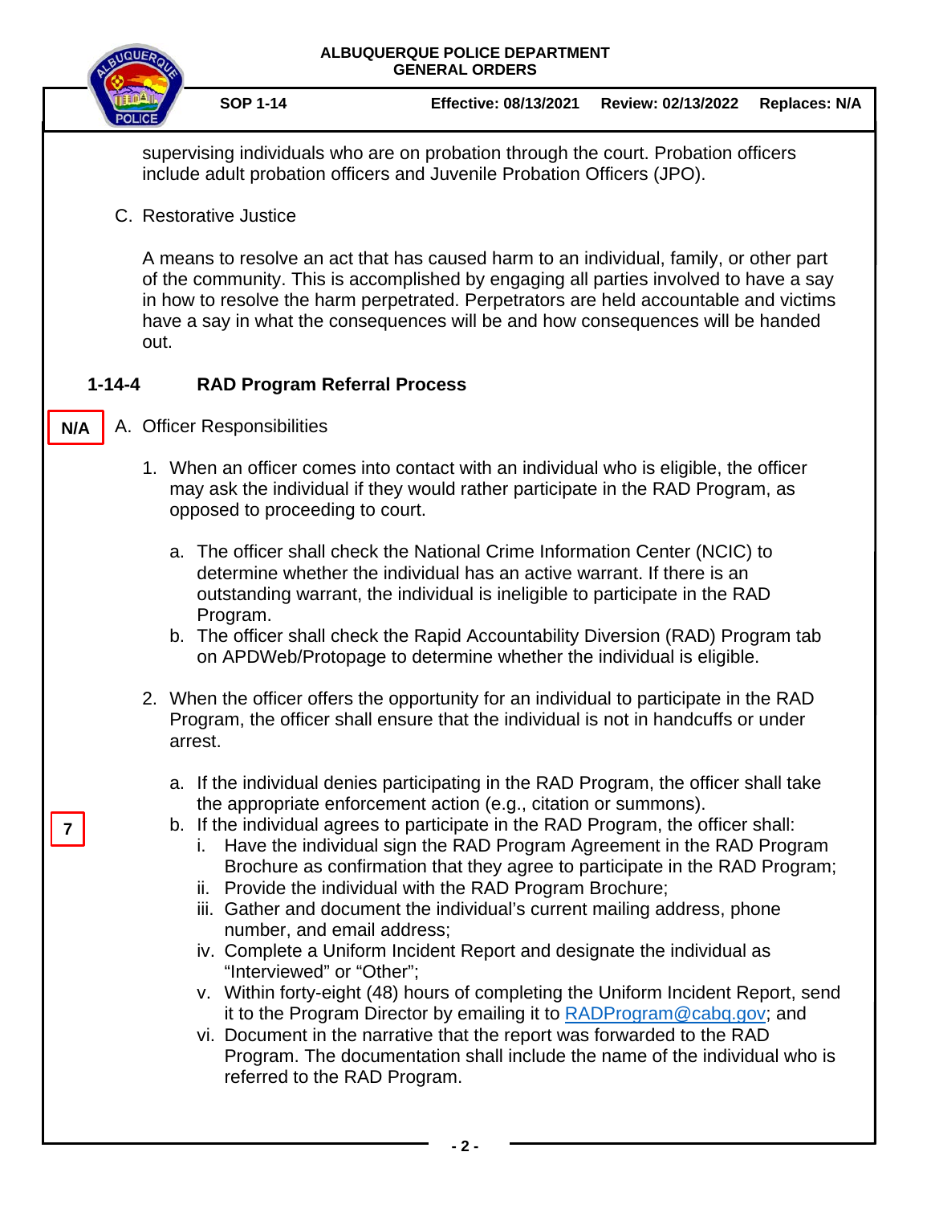supervising individuals who are on probation through the court. Probation officers include adult probation officers and Juvenile Probation Officers (JPO).

C. Restorative Justice

A means to resolve an act that has caused harm to an individual, family, or other part of the community. This is accomplished by engaging all parties involved to have a say in how to resolve the harm perpetrated. Perpetrators are held accountable and victims have a say in what the consequences will be and how consequences will be handed out.

## 1-14-4 RAD Program Referral Process

N/A

A. Officer Responsibilities

1. When an officer comes into contact with an individual who is eligible, the officer may ask the individual if they would rather participate in the RAD Program, as opposed to proceeding to court.

   a. The officer shall check the National Crime Information Center (NCIC) to determine whether the individual has an active warrant. If there is an outstanding warrant, the individual is ineligible to participate in the RAD Program.

   b. The officer shall check the Rapid Accountability Diversion (RAD) Program tab on APDWeb/Protopage to determine whether the individual is eligible.

2. When the officer offers the opportunity for an individual to participate in the RAD Program, the officer shall ensure that the individual is not in handcuffs or under arrest.

   a. If the individual denies participating in the RAD Program, the officer shall take the appropriate enforcement action (e.g., citation or summons).

7

   b. If the individual agrees to participate in the RAD Program, the officer shall:

      i. Have the individual sign the RAD Program Agreement in the RAD Program Brochure as confirmation that they agree to participate in the RAD Program;

      ii. Provide the individual with the RAD Program Brochure;

      iii. Gather and document the individual's current mailing address, phone number, and email address;

      iv. Complete a Uniform Incident Report and designate the individual as "Interviewed" or "Other";

      v. Within forty-eight (48) hours of completing the Uniform Incident Report, send it to the Program Director by emailing it to RADProgram@cabq.gov; and

      vi. Document in the narrative that the report was forwarded to the RAD Program. The documentation shall include the name of the individual who is referred to the RAD Program.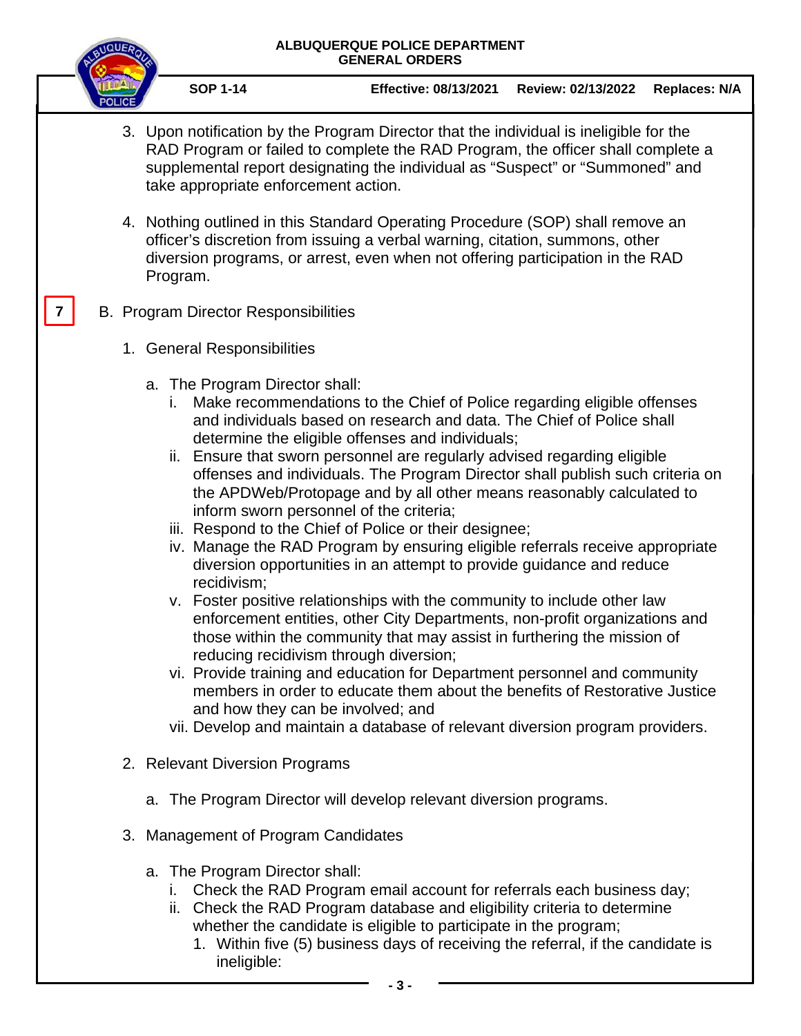3. Upon notification by the Program Director that the individual is ineligible for the RAD Program or failed to complete the RAD Program, the officer shall complete a supplemental report designating the individual as “Suspect” or “Summoned” and take appropriate enforcement action.

4. Nothing outlined in this Standard Operating Procedure (SOP) shall remove an officer’s discretion from issuing a verbal warning, citation, summons, other diversion programs, or arrest, even when not offering participation in the RAD Program.

7

B. Program Director Responsibilities

1. General Responsibilities

   a. The Program Director shall:

      i. Make recommendations to the Chief of Police regarding eligible offenses and individuals based on research and data. The Chief of Police shall determine the eligible offenses and individuals;
      ii. Ensure that sworn personnel are regularly advised regarding eligible offenses and individuals. The Program Director shall publish such criteria on the APDWeb/Protopage and by all other means reasonably calculated to inform sworn personnel of the criteria;
      iii. Respond to the Chief of Police or their designee;
      iv. Manage the RAD Program by ensuring eligible referrals receive appropriate diversion opportunities in an attempt to provide guidance and reduce recidivism;
      v. Foster positive relationships with the community to include other law enforcement entities, other City Departments, non-profit organizations and those within the community that may assist in furthering the mission of reducing recidivism through diversion;
      vi. Provide training and education for Department personnel and community members in order to educate them about the benefits of Restorative Justice and how they can be involved; and
      vii. Develop and maintain a database of relevant diversion program providers.

2. Relevant Diversion Programs

   a. The Program Director will develop relevant diversion programs.

3. Management of Program Candidates

   a. The Program Director shall:

      i. Check the RAD Program email account for referrals each business day;
      ii. Check the RAD Program database and eligibility criteria to determine whether the candidate is eligible to participate in the program;

         1. Within five (5) business days of receiving the referral, if the candidate is ineligible: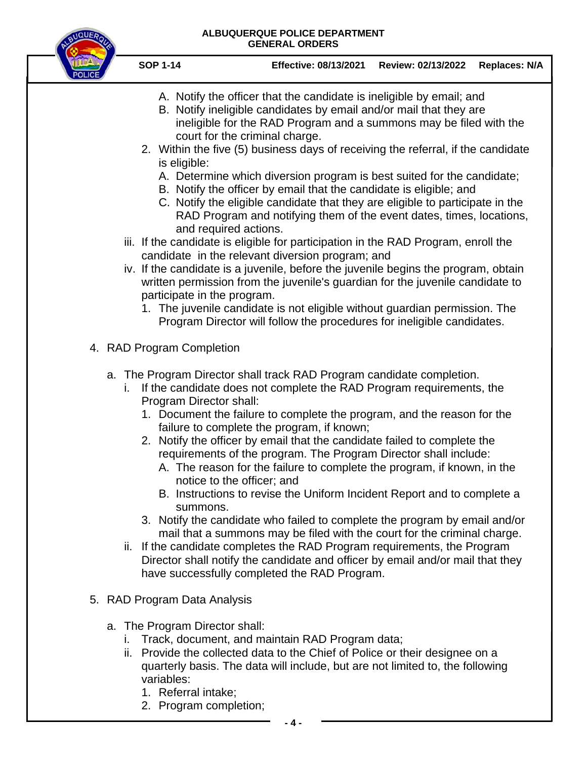A. Notify the officer that the candidate is ineligible by email; and

B. Notify ineligible candidates by email and/or mail that they are ineligible for the RAD Program and a summons may be filed with the court for the criminal charge.

2. Within the five (5) business days of receiving the referral, if the candidate is eligible:

A. Determine which diversion program is best suited for the candidate;

B. Notify the officer by email that the candidate is eligible; and

C. Notify the eligible candidate that they are eligible to participate in the RAD Program and notifying them of the event dates, times, locations, and required actions.

iii. If the candidate is eligible for participation in the RAD Program, enroll the candidate in the relevant diversion program; and

iv. If the candidate is a juvenile, before the juvenile begins the program, obtain written permission from the juvenile's guardian for the juvenile candidate to participate in the program.

1. The juvenile candidate is not eligible without guardian permission. The Program Director will follow the procedures for ineligible candidates.

4. RAD Program Completion

a. The Program Director shall track RAD Program candidate completion.

i. If the candidate does not complete the RAD Program requirements, the Program Director shall:

1. Document the failure to complete the program, and the reason for the failure to complete the program, if known;

2. Notify the officer by email that the candidate failed to complete the requirements of the program. The Program Director shall include:

A. The reason for the failure to complete the program, if known, in the notice to the officer; and

B. Instructions to revise the Uniform Incident Report and to complete a summons.

3. Notify the candidate who failed to complete the program by email and/or mail that a summons may be filed with the court for the criminal charge.

ii. If the candidate completes the RAD Program requirements, the Program Director shall notify the candidate and officer by email and/or mail that they have successfully completed the RAD Program.

5. RAD Program Data Analysis

a. The Program Director shall:

i. Track, document, and maintain RAD Program data;

ii. Provide the collected data to the Chief of Police or their designee on a quarterly basis. The data will include, but are not limited to, the following variables:

1. Referral intake;

2. Program completion;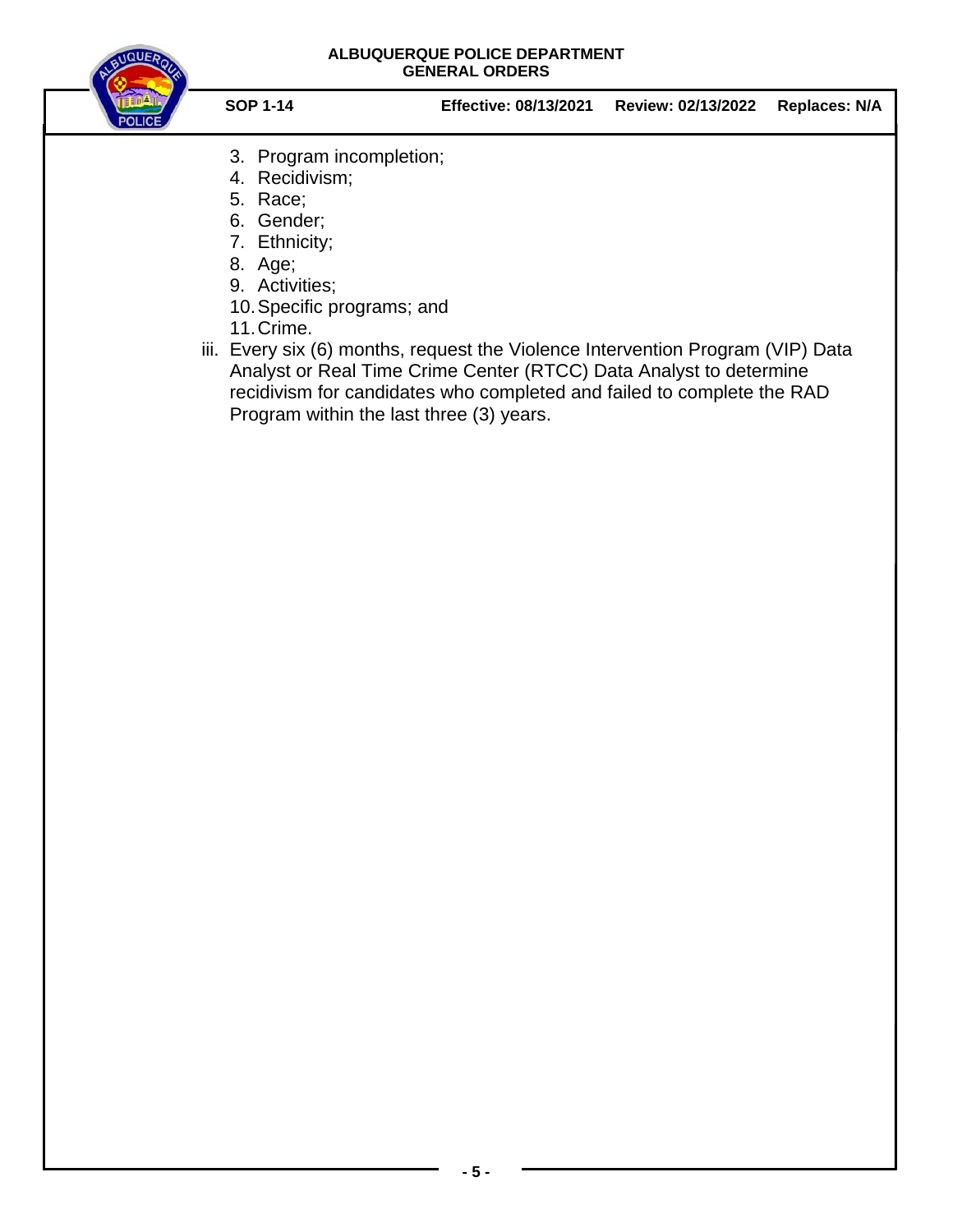3. Program incompletion;
4. Recidivism;
5. Race;
6. Gender;
7. Ethnicity;
8. Age;
9. Activities;
10. Specific programs; and
11. Crime.

iii. Every six (6) months, request the Violence Intervention Program (VIP) Data Analyst or Real Time Crime Center (RTCC) Data Analyst to determine recidivism for candidates who completed and failed to complete the RAD Program within the last three (3) years.